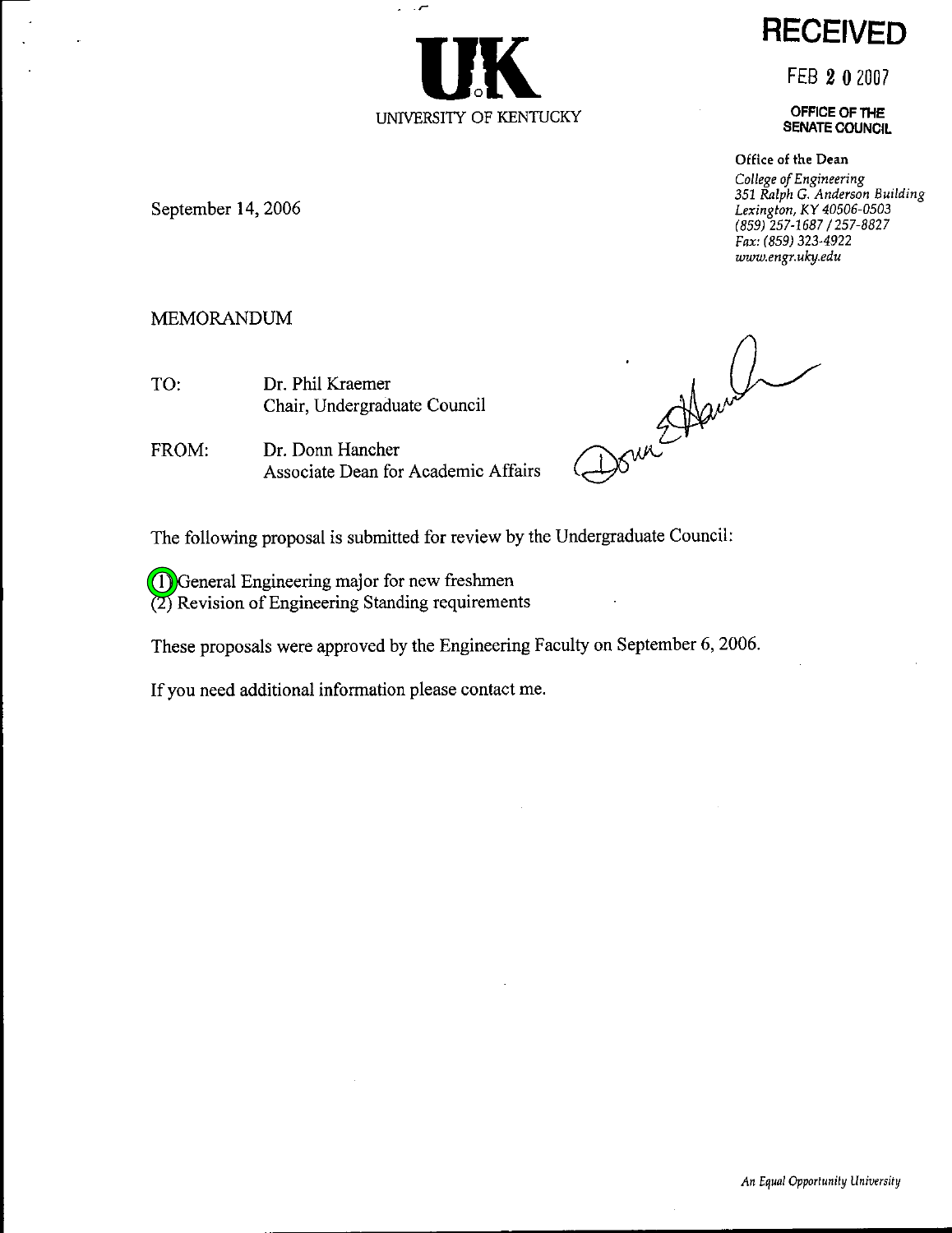UK

UNIVERSITY OF KENTUCKY

**RECEIVED**

FEB 20 2007

**OFFICE OF THE SENATE COUNCIL**

**Office of the Dean**
*College of Engineering*
*351 Ralph G. Anderson Building*
*Lexington, KY 40506-0503*
*(859) 257-1687 / 257-8827*
*Fax: (859) 323-4922*
*www.engr.uky.edu*

September 14, 2006

MEMORANDUM

TO: Dr. Phil Kraemer
Chair, Undergraduate Council

FROM: Dr. Donn Hancher
Associate Dean for Academic Affairs

The following proposal is submitted for review by the Undergraduate Council:

(1) General Engineering major for new freshmen
(2) Revision of Engineering Standing requirements

These proposals were approved by the Engineering Faculty on September 6, 2006.

If you need additional information please contact me.

*An Equal Opportunity University*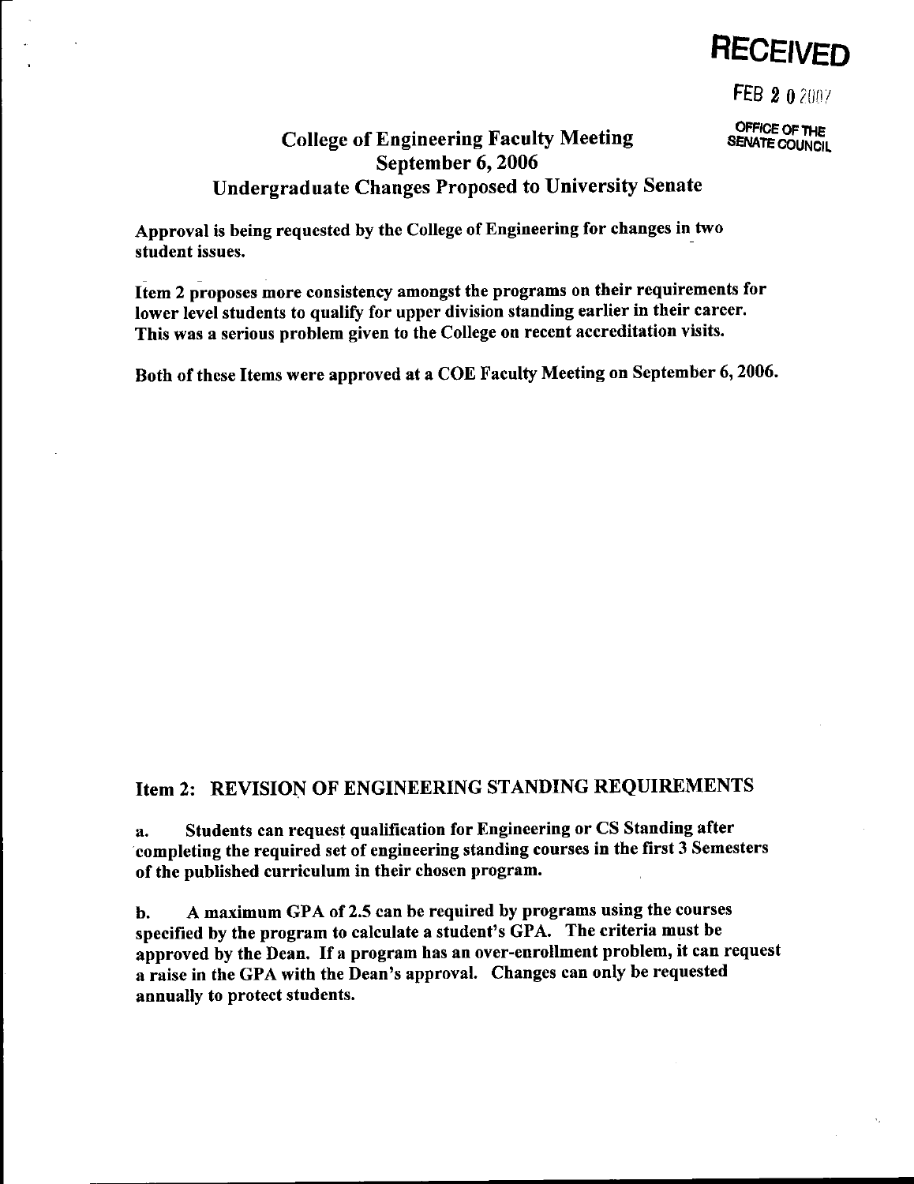**RECEIVED**

FEB 2 0 2007

OFFICE OF THE SENATE COUNCIL

# College of Engineering Faculty Meeting
## September 6, 2006
## Undergraduate Changes Proposed to University Senate

**Approval is being requested by the College of Engineering for changes in two student issues.**

**Item 2 proposes more consistency amongst the programs on their requirements for lower level students to qualify for upper division standing earlier in their career. This was a serious problem given to the College on recent accreditation visits.**

**Both of these Items were approved at a COE Faculty Meeting on September 6, 2006.**

## Item 2: REVISION OF ENGINEERING STANDING REQUIREMENTS

**a. Students can request qualification for Engineering or CS Standing after completing the required set of engineering standing courses in the first 3 Semesters of the published curriculum in their chosen program.**

**b. A maximum GPA of 2.5 can be required by programs using the courses specified by the program to calculate a student's GPA. The criteria must be approved by the Dean. If a program has an over-enrollment problem, it can request a raise in the GPA with the Dean's approval. Changes can only be requested annually to protect students.**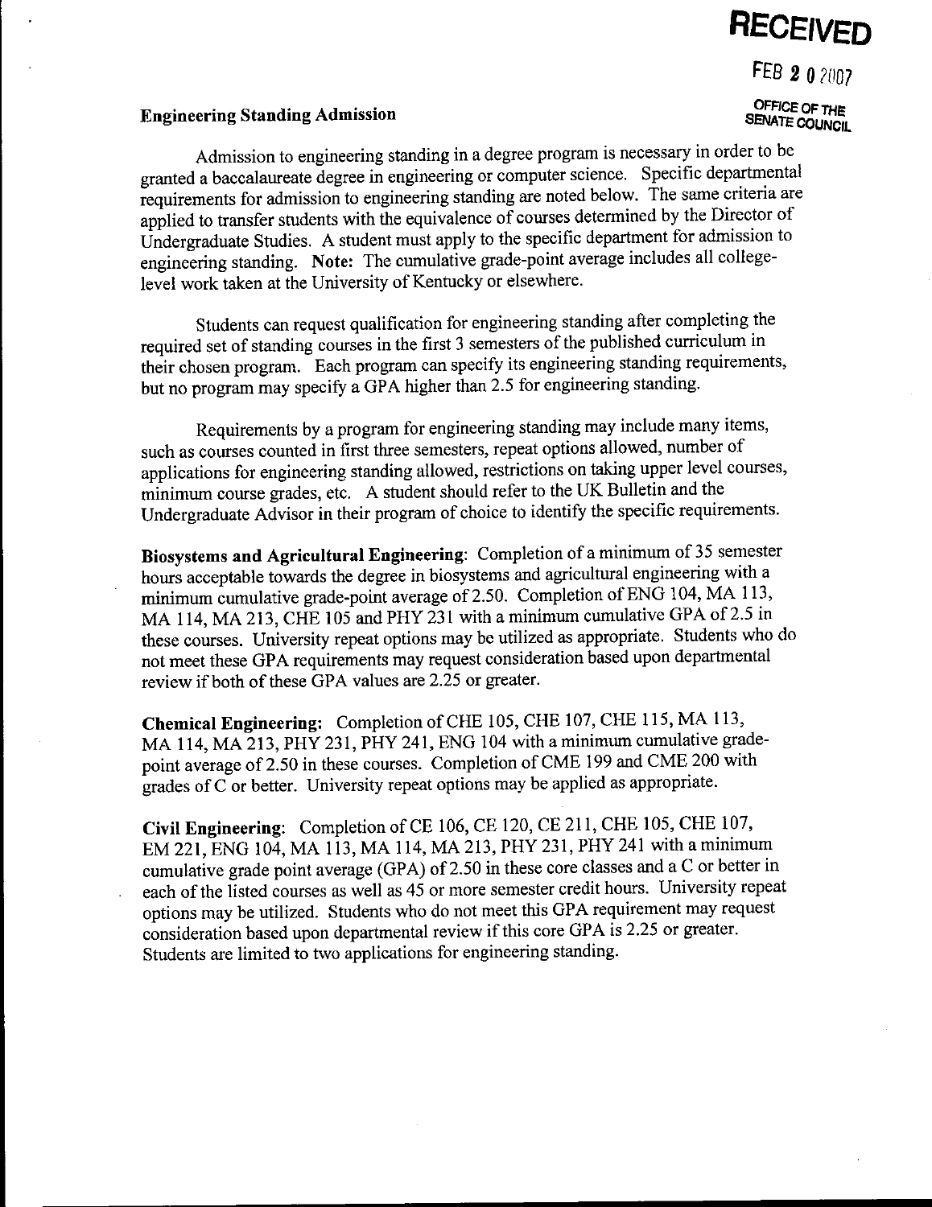## Engineering Standing Admission

Admission to engineering standing in a degree program is necessary in order to be granted a baccalaureate degree in engineering or computer science. Specific departmental requirements for admission to engineering standing are noted below. The same criteria are applied to transfer students with the equivalence of courses determined by the Director of Undergraduate Studies. A student must apply to the specific department for admission to engineering standing. **Note:** The cumulative grade-point average includes all college-level work taken at the University of Kentucky or elsewhere.

Students can request qualification for engineering standing after completing the required set of standing courses in the first 3 semesters of the published curriculum in their chosen program. Each program can specify its engineering standing requirements, but no program may specify a GPA higher than 2.5 for engineering standing.

Requirements by a program for engineering standing may include many items, such as courses counted in first three semesters, repeat options allowed, number of applications for engineering standing allowed, restrictions on taking upper level courses, minimum course grades, etc. A student should refer to the UK Bulletin and the Undergraduate Advisor in their program of choice to identify the specific requirements.

**Biosystems and Agricultural Engineering**: Completion of a minimum of 35 semester hours acceptable towards the degree in biosystems and agricultural engineering with a minimum cumulative grade-point average of 2.50. Completion of ENG 104, MA 113, MA 114, MA 213, CHE 105 and PHY 231 with a minimum cumulative GPA of 2.5 in these courses. University repeat options may be utilized as appropriate. Students who do not meet these GPA requirements may request consideration based upon departmental review if both of these GPA values are 2.25 or greater.

**Chemical Engineering:** Completion of CHE 105, CHE 107, CHE 115, MA 113, MA 114, MA 213, PHY 231, PHY 241, ENG 104 with a minimum cumulative grade-point average of 2.50 in these courses. Completion of CME 199 and CME 200 with grades of C or better. University repeat options may be applied as appropriate.

**Civil Engineering**: Completion of CE 106, CE 120, CE 211, CHE 105, CHE 107, EM 221, ENG 104, MA 113, MA 114, MA 213, PHY 231, PHY 241 with a minimum cumulative grade point average (GPA) of 2.50 in these core classes and a C or better in each of the listed courses as well as 45 or more semester credit hours. University repeat options may be utilized. Students who do not meet this GPA requirement may request consideration based upon departmental review if this core GPA is 2.25 or greater. Students are limited to two applications for engineering standing.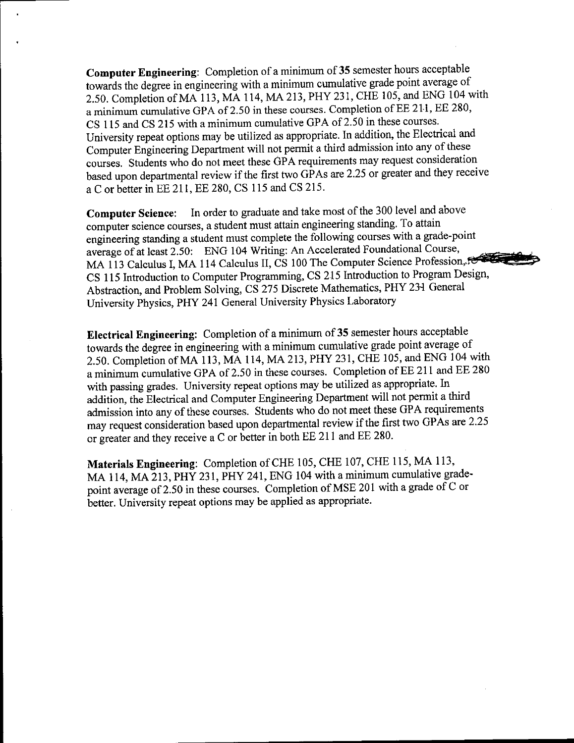**Computer Engineering**: Completion of a minimum of **35** semester hours acceptable towards the degree in engineering with a minimum cumulative grade point average of 2.50. Completion of MA 113, MA 114, MA 213, PHY 231, CHE 105, and ENG 104 with a minimum cumulative GPA of 2.50 in these courses. Completion of EE 211, EE 280, CS 115 and CS 215 with a minimum cumulative GPA of 2.50 in these courses. University repeat options may be utilized as appropriate. In addition, the Electrical and Computer Engineering Department will not permit a third admission into any of these courses. Students who do not meet these GPA requirements may request consideration based upon departmental review if the first two GPAs are 2.25 or greater and they receive a C or better in EE 211, EE 280, CS 115 and CS 215.

**Computer Science**: In order to graduate and take most of the 300 level and above computer science courses, a student must attain engineering standing. To attain engineering standing a student must complete the following courses with a grade-point average of at least 2.50: ENG 104 Writing: An Accelerated Foundational Course, MA 113 Calculus I, MA 114 Calculus II, CS 100 The Computer Science Profession, CS 115 Introduction to Computer Programming, CS 215 Introduction to Program Design, Abstraction, and Problem Solving, CS 275 Discrete Mathematics, PHY 231 General University Physics, PHY 241 General University Physics Laboratory

**Electrical Engineering:** Completion of a minimum of **35** semester hours acceptable towards the degree in engineering with a minimum cumulative grade point average of 2.50. Completion of MA 113, MA 114, MA 213, PHY 231, CHE 105, and ENG 104 with a minimum cumulative GPA of 2.50 in these courses. Completion of EE 211 and EE 280 with passing grades. University repeat options may be utilized as appropriate. In addition, the Electrical and Computer Engineering Department will not permit a third admission into any of these courses. Students who do not meet these GPA requirements may request consideration based upon departmental review if the first two GPAs are 2.25 or greater and they receive a C or better in both EE 211 and EE 280.

**Materials Engineering**: Completion of CHE 105, CHE 107, CHE 115, MA 113, MA 114, MA 213, PHY 231, PHY 241, ENG 104 with a minimum cumulative grade-point average of 2.50 in these courses. Completion of MSE 201 with a grade of C or better. University repeat options may be applied as appropriate.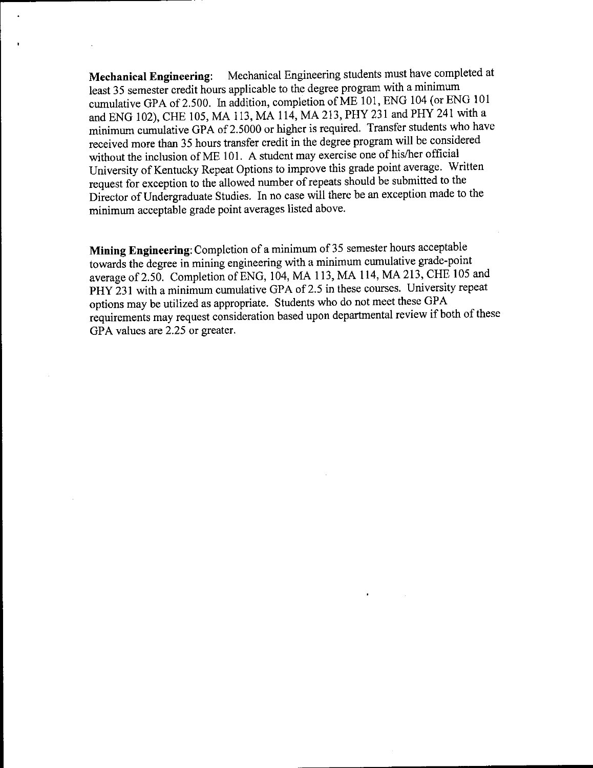**Mechanical Engineering**: Mechanical Engineering students must have completed at least 35 semester credit hours applicable to the degree program with a minimum cumulative GPA of 2.500. In addition, completion of ME 101, ENG 104 (or ENG 101 and ENG 102), CHE 105, MA 113, MA 114, MA 213, PHY 231 and PHY 241 with a minimum cumulative GPA of 2.5000 or higher is required. Transfer students who have received more than 35 hours transfer credit in the degree program will be considered without the inclusion of ME 101. A student may exercise one of his/her official University of Kentucky Repeat Options to improve this grade point average. Written request for exception to the allowed number of repeats should be submitted to the Director of Undergraduate Studies. In no case will there be an exception made to the minimum acceptable grade point averages listed above.

**Mining Engineering**: Completion of a minimum of 35 semester hours acceptable towards the degree in mining engineering with a minimum cumulative grade-point average of 2.50. Completion of ENG, 104, MA 113, MA 114, MA 213, CHE 105 and PHY 231 with a minimum cumulative GPA of 2.5 in these courses. University repeat options may be utilized as appropriate. Students who do not meet these GPA requirements may request consideration based upon departmental review if both of these GPA values are 2.25 or greater.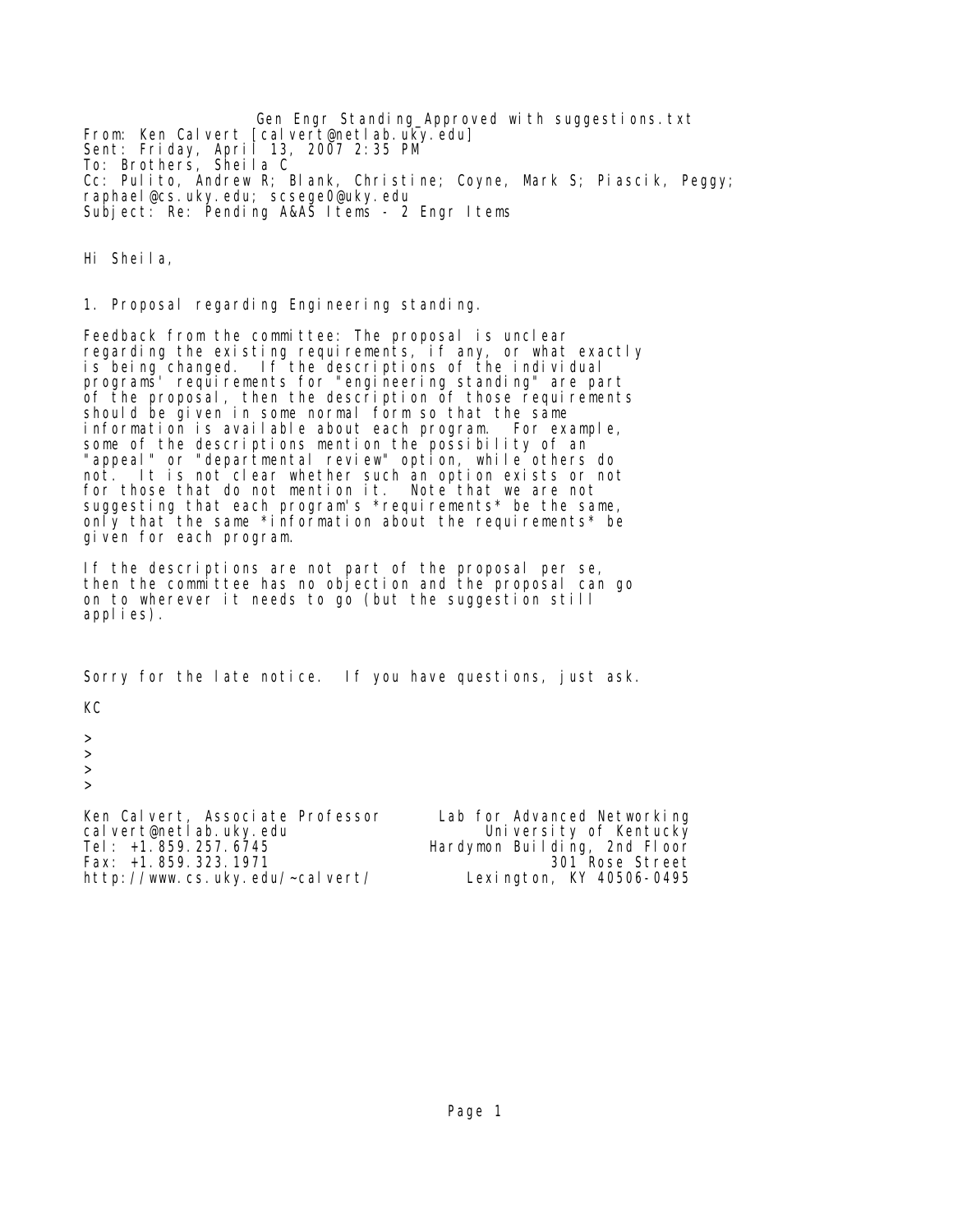Gen Engr Standing_Approved with suggestions.txt

From: Ken Calvert [calvert@netlab.uky.edu]
Sent: Friday, April 13, 2007 2:35 PM
To: Brothers, Sheila C
Cc: Pulito, Andrew R; Blank, Christine; Coyne, Mark S; Piascik, Peggy; raphael@cs.uky.edu; scsege0@uky.edu
Subject: Re: Pending A&AS Items - 2 Engr Items

Hi Sheila,

1. Proposal regarding Engineering standing.

Feedback from the committee: The proposal is unclear regarding the existing requirements, if any, or what exactly is being changed. If the descriptions of the individual programs' requirements for "engineering standing" are part of the proposal, then the description of those requirements should be given in some normal form so that the same information is available about each program. For example, some of the descriptions mention the possibility of an "appeal" or "departmental review" option, while others do not. It is not clear whether such an option exists or not for those that do not mention it. Note that we are not suggesting that each program's *requirements* be the same, only that the same *information about the requirements* be given for each program.

If the descriptions are not part of the proposal per se, then the committee has no objection and the proposal can go on to wherever it needs to go (but the suggestion still applies).

Sorry for the late notice. If you have questions, just ask.

KC

>
>
>
>

Ken Calvert, Associate Professor
calvert@netlab.uky.edu
Tel: +1.859.257.6745
Fax: +1.859.323.1971
http://www.cs.uky.edu/~calvert/

Lab for Advanced Networking
University of Kentucky
Hardymon Building, 2nd Floor
301 Rose Street
Lexington, KY 40506-0495